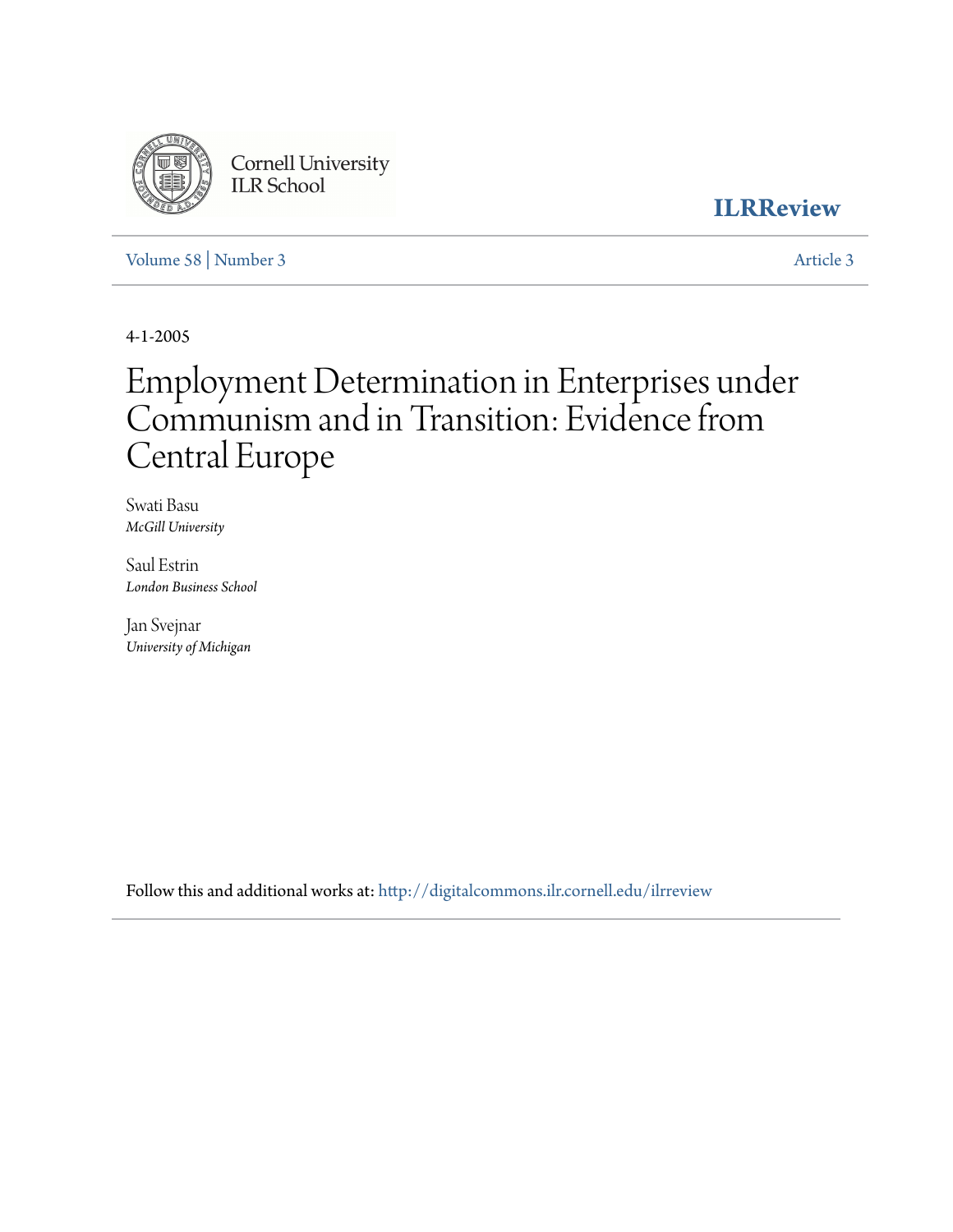Cornell University ILR School

**ILRReview**

Volume 58 | Number 3 — Article 3

4-1-2005

# Employment Determination in Enterprises under Communism and in Transition: Evidence from Central Europe

Swati Basu
*McGill University*

Saul Estrin
*London Business School*

Jan Svejnar
*University of Michigan*

Follow this and additional works at: http://digitalcommons.ilr.cornell.edu/ilrreview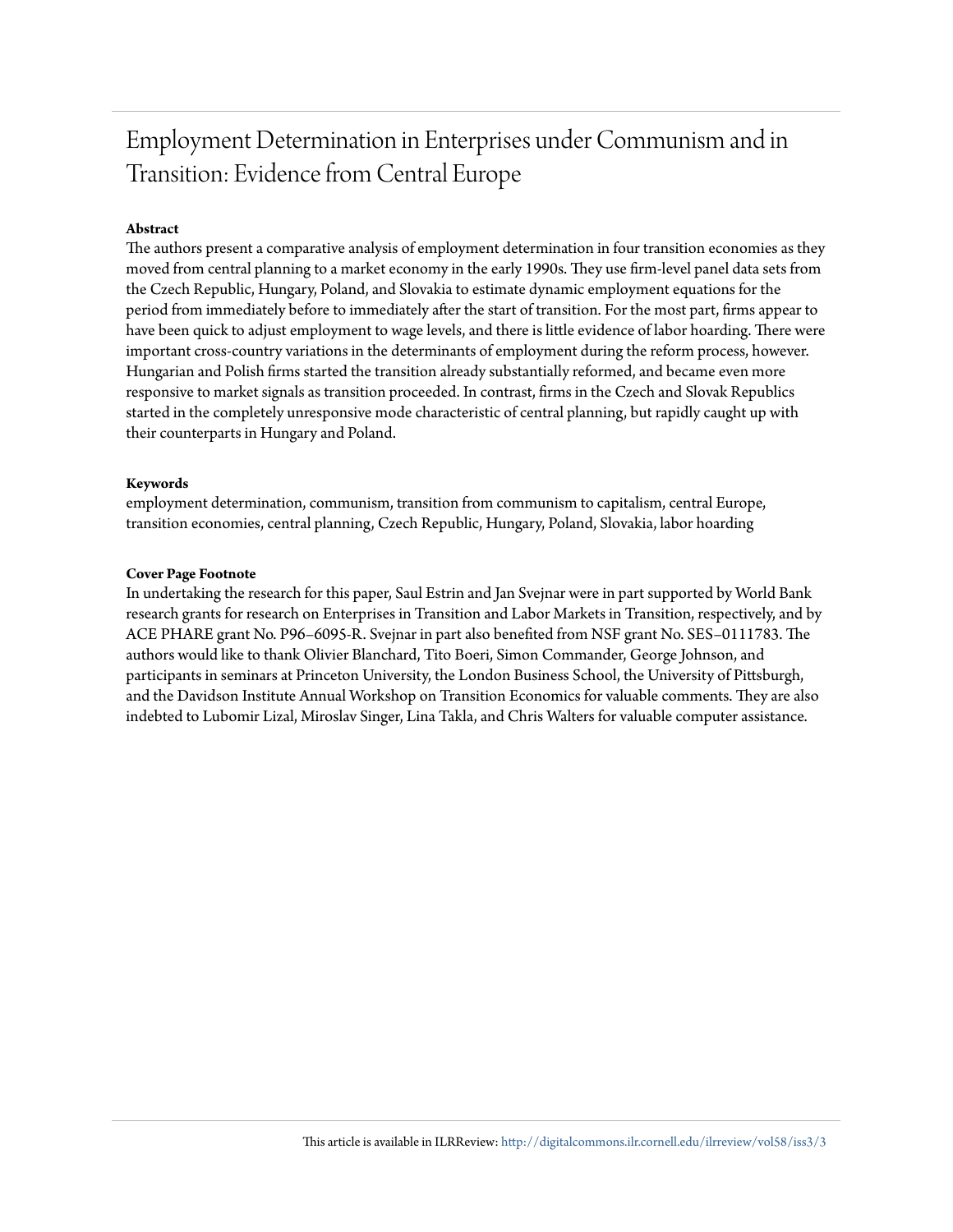# Employment Determination in Enterprises under Communism and in Transition: Evidence from Central Europe

### Abstract

The authors present a comparative analysis of employment determination in four transition economies as they moved from central planning to a market economy in the early 1990s. They use firm-level panel data sets from the Czech Republic, Hungary, Poland, and Slovakia to estimate dynamic employment equations for the period from immediately before to immediately after the start of transition. For the most part, firms appear to have been quick to adjust employment to wage levels, and there is little evidence of labor hoarding. There were important cross-country variations in the determinants of employment during the reform process, however. Hungarian and Polish firms started the transition already substantially reformed, and became even more responsive to market signals as transition proceeded. In contrast, firms in the Czech and Slovak Republics started in the completely unresponsive mode characteristic of central planning, but rapidly caught up with their counterparts in Hungary and Poland.

### Keywords

employment determination, communism, transition from communism to capitalism, central Europe, transition economies, central planning, Czech Republic, Hungary, Poland, Slovakia, labor hoarding

### Cover Page Footnote

In undertaking the research for this paper, Saul Estrin and Jan Svejnar were in part supported by World Bank research grants for research on Enterprises in Transition and Labor Markets in Transition, respectively, and by ACE PHARE grant No. P96–6095-R. Svejnar in part also benefited from NSF grant No. SES–0111783. The authors would like to thank Olivier Blanchard, Tito Boeri, Simon Commander, George Johnson, and participants in seminars at Princeton University, the London Business School, the University of Pittsburgh, and the Davidson Institute Annual Workshop on Transition Economics for valuable comments. They are also indebted to Lubomir Lizal, Miroslav Singer, Lina Takla, and Chris Walters for valuable computer assistance.

This article is available in ILRReview: http://digitalcommons.ilr.cornell.edu/ilrreview/vol58/iss3/3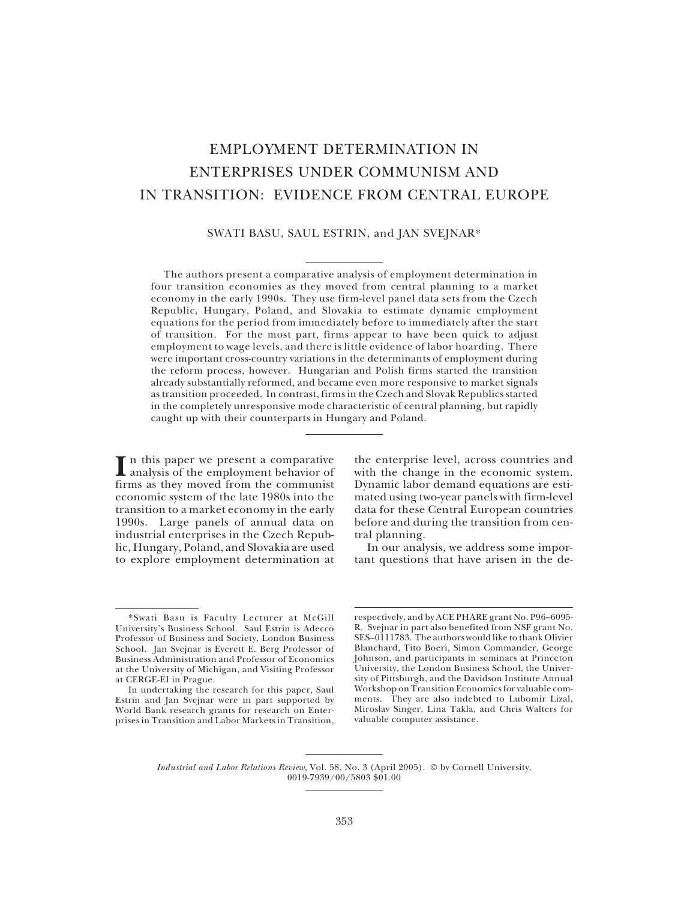# EMPLOYMENT DETERMINATION IN ENTERPRISES UNDER COMMUNISM AND IN TRANSITION: EVIDENCE FROM CENTRAL EUROPE

SWATI BASU, SAUL ESTRIN, and JAN SVEJNAR*

The authors present a comparative analysis of employment determination in four transition economies as they moved from central planning to a market economy in the early 1990s. They use firm-level panel data sets from the Czech Republic, Hungary, Poland, and Slovakia to estimate dynamic employment equations for the period from immediately before to immediately after the start of transition. For the most part, firms appear to have been quick to adjust employment to wage levels, and there is little evidence of labor hoarding. There were important cross-country variations in the determinants of employment during the reform process, however. Hungarian and Polish firms started the transition already substantially reformed, and became even more responsive to market signals as transition proceeded. In contrast, firms in the Czech and Slovak Republics started in the completely unresponsive mode characteristic of central planning, but rapidly caught up with their counterparts in Hungary and Poland.

In this paper we present a comparative analysis of the employment behavior of firms as they moved from the communist economic system of the late 1980s into the transition to a market economy in the early 1990s. Large panels of annual data on industrial enterprises in the Czech Republic, Hungary, Poland, and Slovakia are used to explore employment determination at the enterprise level, across countries and with the change in the economic system. Dynamic labor demand equations are estimated using two-year panels with firm-level data for these Central European countries before and during the transition from central planning.

In our analysis, we address some important questions that have arisen in the de-

---

*Swati Basu is Faculty Lecturer at McGill University's Business School. Saul Estrin is Adecco Professor of Business and Society, London Business School. Jan Svejnar is Everett E. Berg Professor of Business Administration and Professor of Economics at the University of Michigan, and Visiting Professor at CERGE-EI in Prague.

In undertaking the research for this paper, Saul Estrin and Jan Svejnar were in part supported by World Bank research grants for research on Enterprises in Transition and Labor Markets in Transition, respectively, and by ACE PHARE grant No. P96–6095-R. Svejnar in part also benefited from NSF grant No. SES–0111783. The authors would like to thank Olivier Blanchard, Tito Boeri, Simon Commander, George Johnson, and participants in seminars at Princeton University, the London Business School, the University of Pittsburgh, and the Davidson Institute Annual Workshop on Transition Economics for valuable comments. They are also indebted to Lubomir Lizal, Miroslav Singer, Lina Takla, and Chris Walters for valuable computer assistance.

*Industrial and Labor Relations Review,* Vol. 58, No. 3 (April 2005). © by Cornell University. 0019-7939/00/5803 $01.00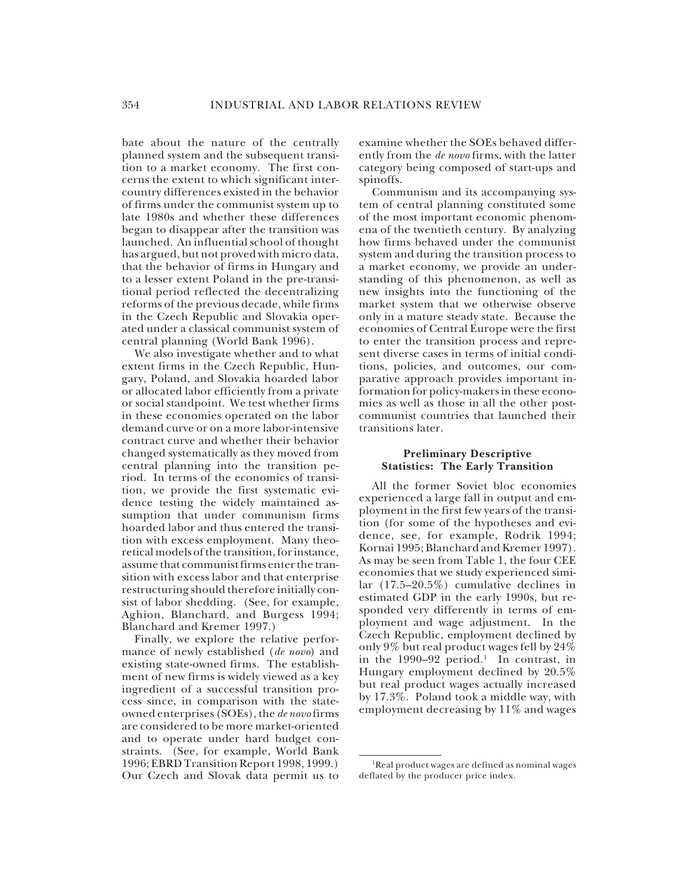bate about the nature of the centrally planned system and the subsequent transition to a market economy. The first concerns the extent to which significant intercountry differences existed in the behavior of firms under the communist system up to late 1980s and whether these differences began to disappear after the transition was launched. An influential school of thought has argued, but not proved with micro data, that the behavior of firms in Hungary and to a lesser extent Poland in the pre-transitional period reflected the decentralizing reforms of the previous decade, while firms in the Czech Republic and Slovakia operated under a classical communist system of central planning (World Bank 1996).

We also investigate whether and to what extent firms in the Czech Republic, Hungary, Poland, and Slovakia hoarded labor or allocated labor efficiently from a private or social standpoint. We test whether firms in these economies operated on the labor demand curve or on a more labor-intensive contract curve and whether their behavior changed systematically as they moved from central planning into the transition period. In terms of the economics of transition, we provide the first systematic evidence testing the widely maintained assumption that under communism firms hoarded labor and thus entered the transition with excess employment. Many theoretical models of the transition, for instance, assume that communist firms enter the transition with excess labor and that enterprise restructuring should therefore initially consist of labor shedding. (See, for example, Aghion, Blanchard, and Burgess 1994; Blanchard and Kremer 1997.)

Finally, we explore the relative performance of newly established (*de novo*) and existing state-owned firms. The establishment of new firms is widely viewed as a key ingredient of a successful transition process since, in comparison with the state-owned enterprises (SOEs), the *de novo* firms are considered to be more market-oriented and to operate under hard budget constraints. (See, for example, World Bank 1996; EBRD Transition Report 1998, 1999.) Our Czech and Slovak data permit us to examine whether the SOEs behaved differently from the *de novo* firms, with the latter category being composed of start-ups and spinoffs.

Communism and its accompanying system of central planning constituted some of the most important economic phenomena of the twentieth century. By analyzing how firms behaved under the communist system and during the transition process to a market economy, we provide an understanding of this phenomenon, as well as new insights into the functioning of the market system that we otherwise observe only in a mature steady state. Because the economies of Central Europe were the first to enter the transition process and represent diverse cases in terms of initial conditions, policies, and outcomes, our comparative approach provides important information for policy-makers in these economies as well as those in all the other post-communist countries that launched their transitions later.

## Preliminary Descriptive Statistics: The Early Transition

All the former Soviet bloc economies experienced a large fall in output and employment in the first few years of the transition (for some of the hypotheses and evidence, see, for example, Rodrik 1994; Kornai 1995; Blanchard and Kremer 1997). As may be seen from Table 1, the four CEE economies that we study experienced similar (17.5–20.5%) cumulative declines in estimated GDP in the early 1990s, but responded very differently in terms of employment and wage adjustment. In the Czech Republic, employment declined by only 9% but real product wages fell by 24% in the 1990–92 period.[1] In contrast, in Hungary employment declined by 20.5% but real product wages actually increased by 17.3%. Poland took a middle way, with employment decreasing by 11% and wages

[1]Real product wages are defined as nominal wages deflated by the producer price index.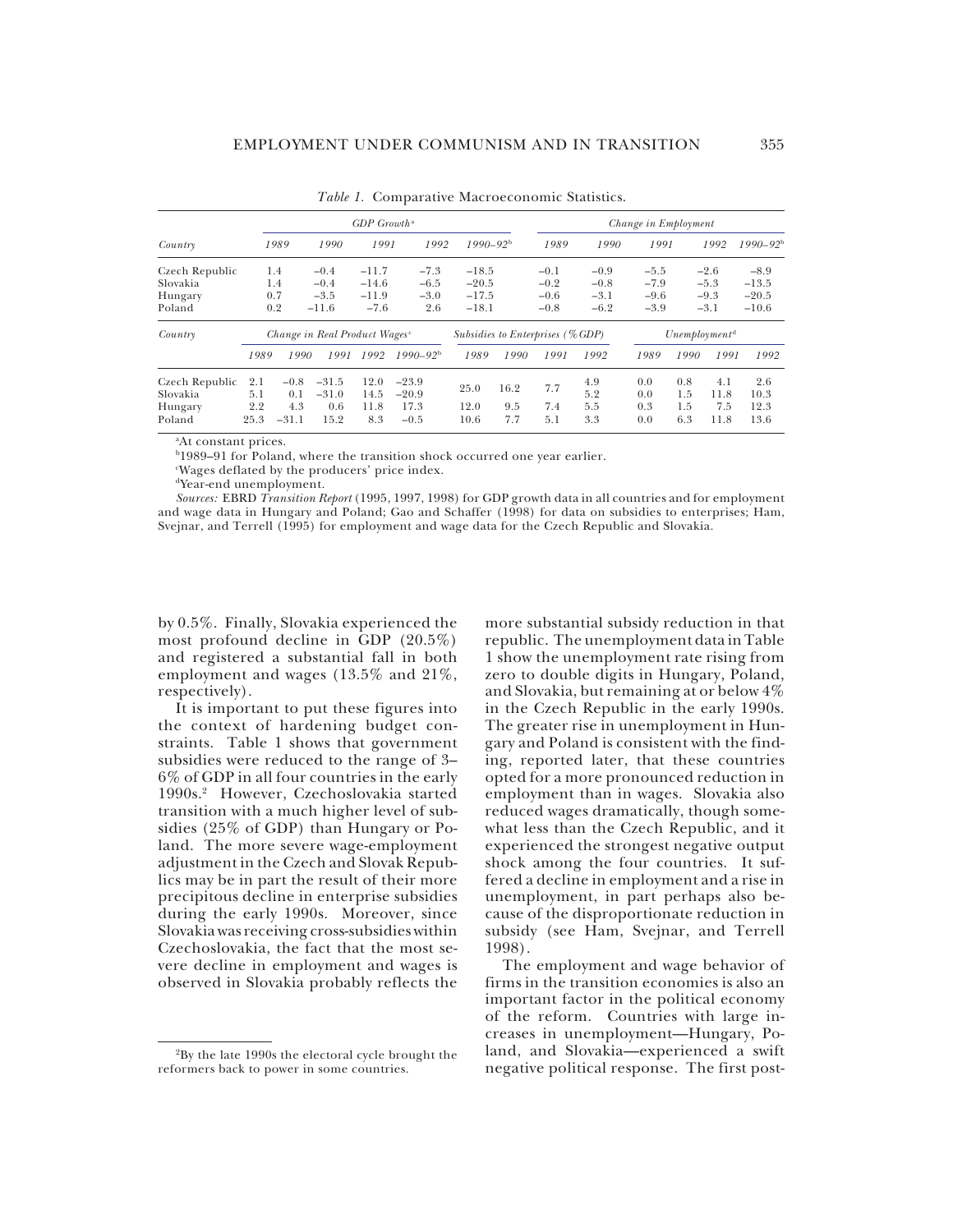*Table 1.* Comparative Macroeconomic Statistics.

| Country | GDP Growth[a] | | | | | Change in Employment | | | | |
|---|---|---|---|---|---|---|---|---|---|---|
| | 1989 | 1990 | 1991 | 1992 | 1990–92[b] | 1989 | 1990 | 1991 | 1992 | 1990–92[b] |
| Czech Republic | 1.4 | −0.4 | −11.7 | −7.3 | −18.5 | −0.1 | −0.9 | −5.5 | −2.6 | −8.9 |
| Slovakia | 1.4 | −0.4 | −14.6 | −6.5 | −20.5 | −0.2 | −0.8 | −7.9 | −5.3 | −13.5 |
| Hungary | 0.7 | −3.5 | −11.9 | −3.0 | −17.5 | −0.6 | −3.1 | −9.6 | −9.3 | −20.5 |
| Poland | 0.2 | −11.6 | −7.6 | 2.6 | −18.1 | −0.8 | −6.2 | −3.9 | −3.1 | −10.6 |

| Country | Change in Real Product Wages[c] | | | | | Subsidies to Enterprises (%GDP) | | | | Unemployment[d] | | | |
|---|---|---|---|---|---|---|---|---|---|---|---|---|---|
| | 1989 | 1990 | 1991 | 1992 | 1990–92[b] | 1989 | 1990 | 1991 | 1992 | 1989 | 1990 | 1991 | 1992 |
| Czech Republic | 2.1 | −0.8 | −31.5 | 12.0 | −23.9 | 25.0 | 16.2 | 7.7 | 4.9 | 0.0 | 0.8 | 4.1 | 2.6 |
| Slovakia | 5.1 | 0.1 | −31.0 | 14.5 | −20.9 | | | | 5.2 | 0.0 | 1.5 | 11.8 | 10.3 |
| Hungary | 2.2 | 4.3 | 0.6 | 11.8 | 17.3 | 12.0 | 9.5 | 7.4 | 5.5 | 0.3 | 1.5 | 7.5 | 12.3 |
| Poland | 25.3 | −31.1 | 15.2 | 8.3 | −0.5 | 10.6 | 7.7 | 5.1 | 3.3 | 0.0 | 6.3 | 11.8 | 13.6 |

[a]At constant prices.

[b]1989–91 for Poland, where the transition shock occurred one year earlier.

[c]Wages deflated by the producers' price index.

[d]Year-end unemployment.

*Sources:* EBRD *Transition Report* (1995, 1997, 1998) for GDP growth data in all countries and for employment and wage data in Hungary and Poland; Gao and Schaffer (1998) for data on subsidies to enterprises; Ham, Svejnar, and Terrell (1995) for employment and wage data for the Czech Republic and Slovakia.

by 0.5%. Finally, Slovakia experienced the most profound decline in GDP (20.5%) and registered a substantial fall in both employment and wages (13.5% and 21%, respectively).

It is important to put these figures into the context of hardening budget constraints. Table 1 shows that government subsidies were reduced to the range of 3–6% of GDP in all four countries in the early 1990s.[2] However, Czechoslovakia started transition with a much higher level of subsidies (25% of GDP) than Hungary or Poland. The more severe wage-employment adjustment in the Czech and Slovak Republics may be in part the result of their more precipitous decline in enterprise subsidies during the early 1990s. Moreover, since Slovakia was receiving cross-subsidies within Czechoslovakia, the fact that the most severe decline in employment and wages is observed in Slovakia probably reflects the more substantial subsidy reduction in that republic. The unemployment data in Table 1 show the unemployment rate rising from zero to double digits in Hungary, Poland, and Slovakia, but remaining at or below 4% in the Czech Republic in the early 1990s. The greater rise in unemployment in Hungary and Poland is consistent with the finding, reported later, that these countries opted for a more pronounced reduction in employment than in wages. Slovakia also reduced wages dramatically, though somewhat less than the Czech Republic, and it experienced the strongest negative output shock among the four countries. It suffered a decline in employment and a rise in unemployment, in part perhaps also because of the disproportionate reduction in subsidy (see Ham, Svejnar, and Terrell 1998).

The employment and wage behavior of firms in the transition economies is also an important factor in the political economy of the reform. Countries with large increases in unemployment—Hungary, Poland, and Slovakia—experienced a swift negative political response. The first post-

[2]By the late 1990s the electoral cycle brought the reformers back to power in some countries.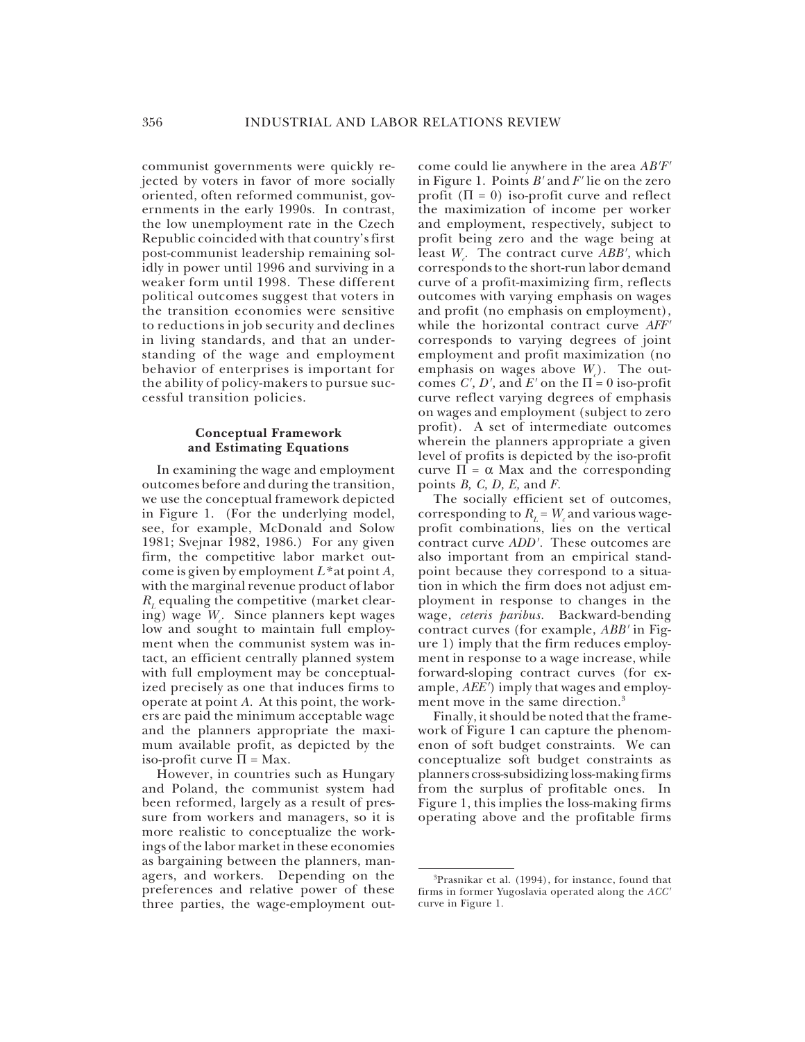communist governments were quickly rejected by voters in favor of more socially oriented, often reformed communist, governments in the early 1990s. In contrast, the low unemployment rate in the Czech Republic coincided with that country's first post-communist leadership remaining solidly in power until 1996 and surviving in a weaker form until 1998. These different political outcomes suggest that voters in the transition economies were sensitive to reductions in job security and declines in living standards, and that an understanding of the wage and employment behavior of enterprises is important for the ability of policy-makers to pursue successful transition policies.

## Conceptual Framework and Estimating Equations

In examining the wage and employment outcomes before and during the transition, we use the conceptual framework depicted in Figure 1. (For the underlying model, see, for example, McDonald and Solow 1981; Svejnar 1982, 1986.) For any given firm, the competitive labor market outcome is given by employment $L^*$ at point *A*, with the marginal revenue product of labor $R_L$ equaling the competitive (market clearing) wage $W_c$. Since planners kept wages low and sought to maintain full employment when the communist system was intact, an efficient centrally planned system with full employment may be conceptualized precisely as one that induces firms to operate at point *A*. At this point, the workers are paid the minimum acceptable wage and the planners appropriate the maximum available profit, as depicted by the iso-profit curve $\Pi$ = Max.

However, in countries such as Hungary and Poland, the communist system had been reformed, largely as a result of pressure from workers and managers, so it is more realistic to conceptualize the workings of the labor market in these economies as bargaining between the planners, managers, and workers. Depending on the preferences and relative power of these three parties, the wage-employment outcome could lie anywhere in the area *AB′F′* in Figure 1. Points *B′* and *F′* lie on the zero profit ($\Pi = 0$) iso-profit curve and reflect the maximization of income per worker and employment, respectively, subject to profit being zero and the wage being at least $W_c$. The contract curve *ABB′*, which corresponds to the short-run labor demand curve of a profit-maximizing firm, reflects outcomes with varying emphasis on wages and profit (no emphasis on employment), while the horizontal contract curve *AFF′* corresponds to varying degrees of joint employment and profit maximization (no emphasis on wages above $W_c$). The outcomes *C′*, *D′*, and *E′* on the $\Pi = 0$ iso-profit curve reflect varying degrees of emphasis on wages and employment (subject to zero profit). A set of intermediate outcomes wherein the planners appropriate a given level of profits is depicted by the iso-profit curve $\Pi = \alpha$ Max and the corresponding points *B, C, D, E,* and *F*.

The socially efficient set of outcomes, corresponding to $R_L = W_c$ and various wage-profit combinations, lies on the vertical contract curve *ADD′*. These outcomes are also important from an empirical standpoint because they correspond to a situation in which the firm does not adjust employment in response to changes in the wage, *ceteris paribus*. Backward-bending contract curves (for example, *ABB′* in Figure 1) imply that the firm reduces employment in response to a wage increase, while forward-sloping contract curves (for example, *AEE′*) imply that wages and employment move in the same direction.[3]

Finally, it should be noted that the framework of Figure 1 can capture the phenomenon of soft budget constraints. We can conceptualize soft budget constraints as planners cross-subsidizing loss-making firms from the surplus of profitable ones. In Figure 1, this implies the loss-making firms operating above and the profitable firms

[3]Prasnikar et al. (1994), for instance, found that firms in former Yugoslavia operated along the *ACC′* curve in Figure 1.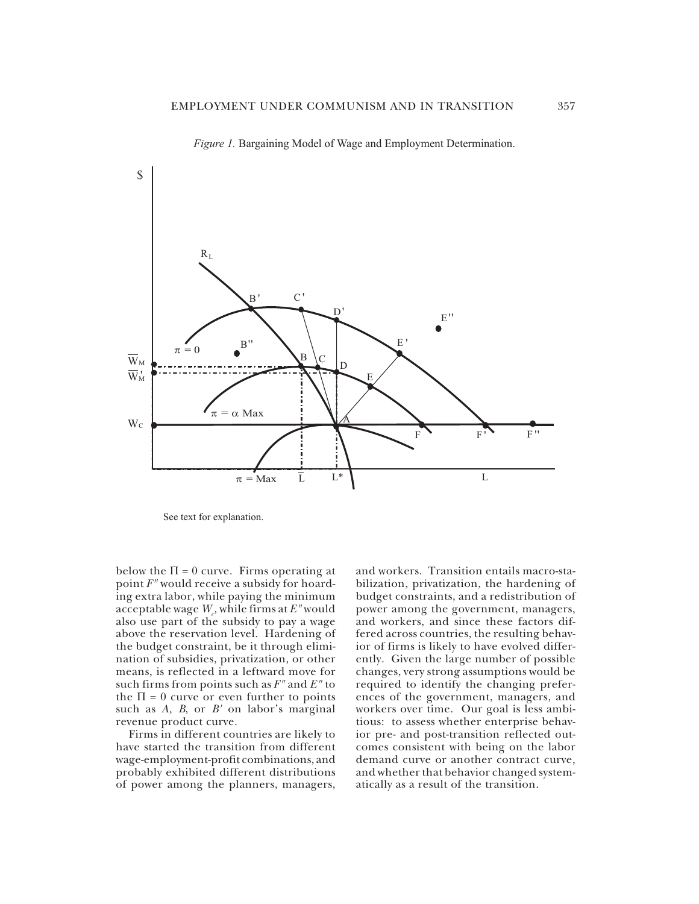*Figure 1.* Bargaining Model of Wage and Employment Determination.

See text for explanation.

below the $\Pi = 0$ curve. Firms operating at point $F''$ would receive a subsidy for hoarding extra labor, while paying the minimum acceptable wage $W_c$, while firms at $E''$ would also use part of the subsidy to pay a wage above the reservation level. Hardening of the budget constraint, be it through elimination of subsidies, privatization, or other means, is reflected in a leftward move for such firms from points such as $F''$ and $E''$ to the $\Pi = 0$ curve or even further to points such as *A, B*, or $B'$ on labor's marginal revenue product curve.

Firms in different countries are likely to have started the transition from different wage-employment-profit combinations, and probably exhibited different distributions of power among the planners, managers, and workers. Transition entails macro-stabilization, privatization, the hardening of budget constraints, and a redistribution of power among the government, managers, and workers, and since these factors differed across countries, the resulting behavior of firms is likely to have evolved differently. Given the large number of possible changes, very strong assumptions would be required to identify the changing preferences of the government, managers, and workers over time. Our goal is less ambitious: to assess whether enterprise behavior pre- and post-transition reflected outcomes consistent with being on the labor demand curve or another contract curve, and whether that behavior changed systematically as a result of the transition.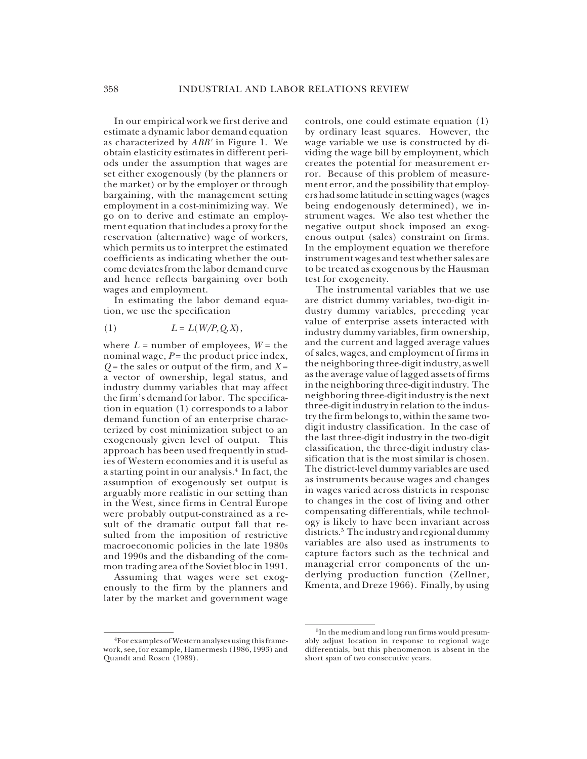In our empirical work we first derive and estimate a dynamic labor demand equation as characterized by $ABB'$ in Figure 1. We obtain elasticity estimates in different periods under the assumption that wages are set either exogenously (by the planners or the market) or by the employer or through bargaining, with the management setting employment in a cost-minimizing way. We go on to derive and estimate an employment equation that includes a proxy for the reservation (alternative) wage of workers, which permits us to interpret the estimated coefficients as indicating whether the outcome deviates from the labor demand curve and hence reflects bargaining over both wages and employment.

In estimating the labor demand equation, we use the specification

$$(1) \qquad L = L(W/P, Q, X),$$

where $L$ = number of employees, $W$ = the nominal wage, $P$ = the product price index, $Q$ = the sales or output of the firm, and $X$ = a vector of ownership, legal status, and industry dummy variables that may affect the firm's demand for labor. The specification in equation (1) corresponds to a labor demand function of an enterprise characterized by cost minimization subject to an exogenously given level of output. This approach has been used frequently in studies of Western economies and it is useful as a starting point in our analysis.[4] In fact, the assumption of exogenously set output is arguably more realistic in our setting than in the West, since firms in Central Europe were probably output-constrained as a result of the dramatic output fall that resulted from the imposition of restrictive macroeconomic policies in the late 1980s and 1990s and the disbanding of the common trading area of the Soviet bloc in 1991.

Assuming that wages were set exogenously to the firm by the planners and later by the market and government wage controls, one could estimate equation (1) by ordinary least squares. However, the wage variable we use is constructed by dividing the wage bill by employment, which creates the potential for measurement error. Because of this problem of measurement error, and the possibility that employers had some latitude in setting wages (wages being endogenously determined), we instrument wages. We also test whether the negative output shock imposed an exogenous output (sales) constraint on firms. In the employment equation we therefore instrument wages and test whether sales are to be treated as exogenous by the Hausman test for exogeneity.

The instrumental variables that we use are district dummy variables, two-digit industry dummy variables, preceding year value of enterprise assets interacted with industry dummy variables, firm ownership, and the current and lagged average values of sales, wages, and employment of firms in the neighboring three-digit industry, as well as the average value of lagged assets of firms in the neighboring three-digit industry. The neighboring three-digit industry is the next three-digit industry in relation to the industry the firm belongs to, within the same two-digit industry classification. In the case of the last three-digit industry in the two-digit classification, the three-digit industry classification that is the most similar is chosen. The district-level dummy variables are used as instruments because wages and changes in wages varied across districts in response to changes in the cost of living and other compensating differentials, while technology is likely to have been invariant across districts.[5] The industry and regional dummy variables are also used as instruments to capture factors such as the technical and managerial error components of the underlying production function (Zellner, Kmenta, and Dreze 1966). Finally, by using

[4]For examples of Western analyses using this framework, see, for example, Hamermesh (1986, 1993) and Quandt and Rosen (1989).

[5]In the medium and long run firms would presumably adjust location in response to regional wage differentials, but this phenomenon is absent in the short span of two consecutive years.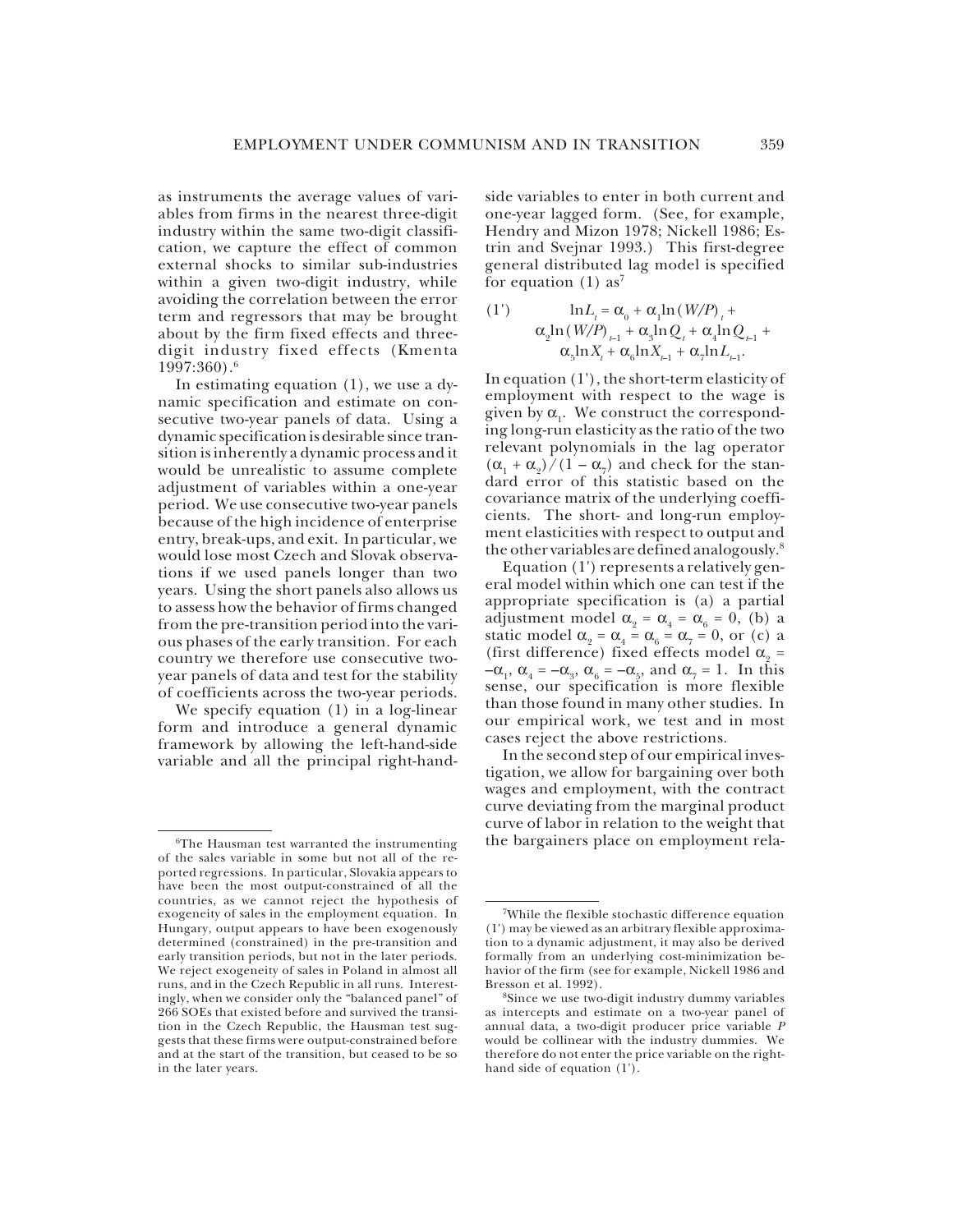as instruments the average values of variables from firms in the nearest three-digit industry within the same two-digit classification, we capture the effect of common external shocks to similar sub-industries within a given two-digit industry, while avoiding the correlation between the error term and regressors that may be brought about by the firm fixed effects and three-digit industry fixed effects (Kmenta 1997:360).[6]

In estimating equation (1), we use a dynamic specification and estimate on consecutive two-year panels of data. Using a dynamic specification is desirable since transition is inherently a dynamic process and it would be unrealistic to assume complete adjustment of variables within a one-year period. We use consecutive two-year panels because of the high incidence of enterprise entry, break-ups, and exit. In particular, we would lose most Czech and Slovak observations if we used panels longer than two years. Using the short panels also allows us to assess how the behavior of firms changed from the pre-transition period into the various phases of the early transition. For each country we therefore use consecutive two-year panels of data and test for the stability of coefficients across the two-year periods.

We specify equation (1) in a log-linear form and introduce a general dynamic framework by allowing the left-hand-side variable and all the principal right-hand-side variables to enter in both current and one-year lagged form. (See, for example, Hendry and Mizon 1978; Nickell 1986; Estrin and Svejnar 1993.) This first-degree general distributed lag model is specified for equation (1) as[7]

$$(1') \qquad \ln L_t = \alpha_0 + \alpha_1 \ln (W/P)_t + \alpha_2 \ln (W/P)_{t-1} + \alpha_3 \ln Q_t + \alpha_4 \ln Q_{t-1} + \alpha_5 \ln X_t + \alpha_6 \ln X_{t-1} + \alpha_7 \ln L_{t-1}.$$

In equation (1'), the short-term elasticity of employment with respect to the wage is given by $\alpha_1$. We construct the corresponding long-run elasticity as the ratio of the two relevant polynomials in the lag operator $(\alpha_1 + \alpha_2)/(1 - \alpha_7)$ and check for the standard error of this statistic based on the covariance matrix of the underlying coefficients. The short- and long-run employment elasticities with respect to output and the other variables are defined analogously.[8]

Equation (1') represents a relatively general model within which one can test if the appropriate specification is (a) a partial adjustment model $\alpha_2 = \alpha_4 = \alpha_6 = 0$, (b) a static model $\alpha_2 = \alpha_4 = \alpha_6 = \alpha_7 = 0$, or (c) a (first difference) fixed effects model $\alpha_2 = -\alpha_1$, $\alpha_4 = -\alpha_3$, $\alpha_6 = -\alpha_5$, and $\alpha_7 = 1$. In this sense, our specification is more flexible than those found in many other studies. In our empirical work, we test and in most cases reject the above restrictions.

In the second step of our empirical investigation, we allow for bargaining over both wages and employment, with the contract curve deviating from the marginal product curve of labor in relation to the weight that the bargainers place on employment rela-

---

[6]The Hausman test warranted the instrumenting of the sales variable in some but not all of the reported regressions. In particular, Slovakia appears to have been the most output-constrained of all the countries, as we cannot reject the hypothesis of exogeneity of sales in the employment equation. In Hungary, output appears to have been exogenously determined (constrained) in the pre-transition and early transition periods, but not in the later periods. We reject exogeneity of sales in Poland in almost all runs, and in the Czech Republic in all runs. Interestingly, when we consider only the "balanced panel" of 266 SOEs that existed before and survived the transition in the Czech Republic, the Hausman test suggests that these firms were output-constrained before and at the start of the transition, but ceased to be so in the later years.

[7]While the flexible stochastic difference equation (1') may be viewed as an arbitrary flexible approximation to a dynamic adjustment, it may also be derived formally from an underlying cost-minimization behavior of the firm (see for example, Nickell 1986 and Bresson et al. 1992).

[8]Since we use two-digit industry dummy variables as intercepts and estimate on a two-year panel of annual data, a two-digit producer price variable $P$ would be collinear with the industry dummies. We therefore do not enter the price variable on the right-hand side of equation (1').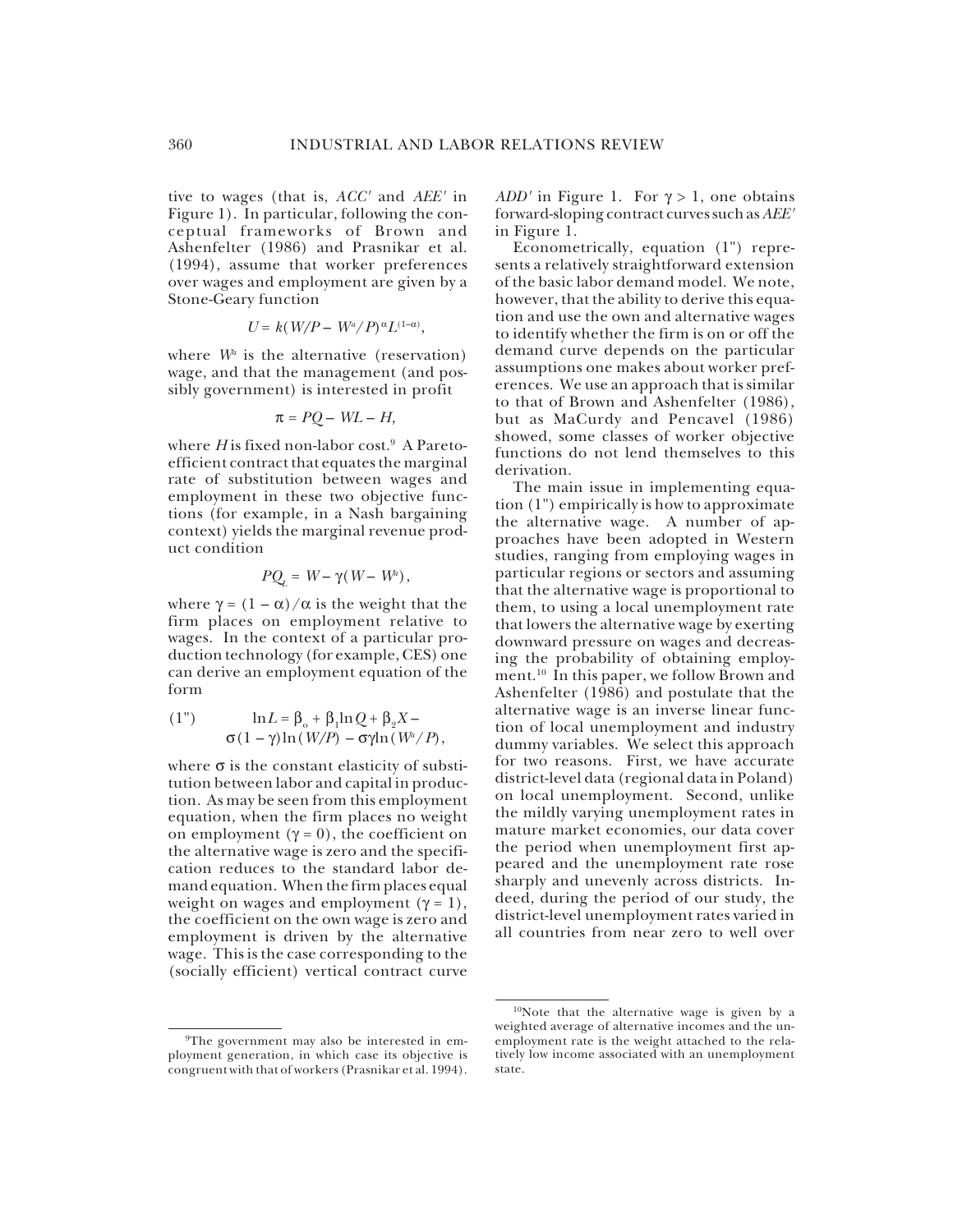tive to wages (that is, *ACC'* and *AEE'* in Figure 1). In particular, following the conceptual frameworks of Brown and Ashenfelter (1986) and Prasnikar et al. (1994), assume that worker preferences over wages and employment are given by a Stone-Geary function

$$U = k(W/P - W^a/P)^{\alpha} L^{(1-\alpha)},$$

where $W^a$ is the alternative (reservation) wage, and that the management (and possibly government) is interested in profit

$$\pi = PQ - WL - H,$$

where $H$ is fixed non-labor cost.[9] A Pareto-efficient contract that equates the marginal rate of substitution between wages and employment in these two objective functions (for example, in a Nash bargaining context) yields the marginal revenue product condition

$$PQ_L = W - \gamma(W - W^a),$$

where $\gamma = (1 - \alpha)/\alpha$ is the weight that the firm places on employment relative to wages. In the context of a particular production technology (for example, CES) one can derive an employment equation of the form

$$(1'') \qquad \ln L = \beta_o + \beta_1 \ln Q + \beta_2 X - \sigma(1 - \gamma)\ln(W/P) - \sigma\gamma \ln(W^a/P),$$

where $\sigma$ is the constant elasticity of substitution between labor and capital in production. As may be seen from this employment equation, when the firm places no weight on employment ($\gamma = 0$), the coefficient on the alternative wage is zero and the specification reduces to the standard labor demand equation. When the firm places equal weight on wages and employment ($\gamma = 1$), the coefficient on the own wage is zero and employment is driven by the alternative wage. This is the case corresponding to the (socially efficient) vertical contract curve *ADD'* in Figure 1. For $\gamma > 1$, one obtains forward-sloping contract curves such as *AEE'* in Figure 1.

Econometrically, equation (1") represents a relatively straightforward extension of the basic labor demand model. We note, however, that the ability to derive this equation and use the own and alternative wages to identify whether the firm is on or off the demand curve depends on the particular assumptions one makes about worker preferences. We use an approach that is similar to that of Brown and Ashenfelter (1986), but as MaCurdy and Pencavel (1986) showed, some classes of worker objective functions do not lend themselves to this derivation.

The main issue in implementing equation (1") empirically is how to approximate the alternative wage. A number of approaches have been adopted in Western studies, ranging from employing wages in particular regions or sectors and assuming that the alternative wage is proportional to them, to using a local unemployment rate that lowers the alternative wage by exerting downward pressure on wages and decreasing the probability of obtaining employment.[10] In this paper, we follow Brown and Ashenfelter (1986) and postulate that the alternative wage is an inverse linear function of local unemployment and industry dummy variables. We select this approach for two reasons. First, we have accurate district-level data (regional data in Poland) on local unemployment. Second, unlike the mildly varying unemployment rates in mature market economies, our data cover the period when unemployment first appeared and the unemployment rate rose sharply and unevenly across districts. Indeed, during the period of our study, the district-level unemployment rates varied in all countries from near zero to well over

---

[9]The government may also be interested in employment generation, in which case its objective is congruent with that of workers (Prasnikar et al. 1994).

[10]Note that the alternative wage is given by a weighted average of alternative incomes and the unemployment rate is the weight attached to the relatively low income associated with an unemployment state.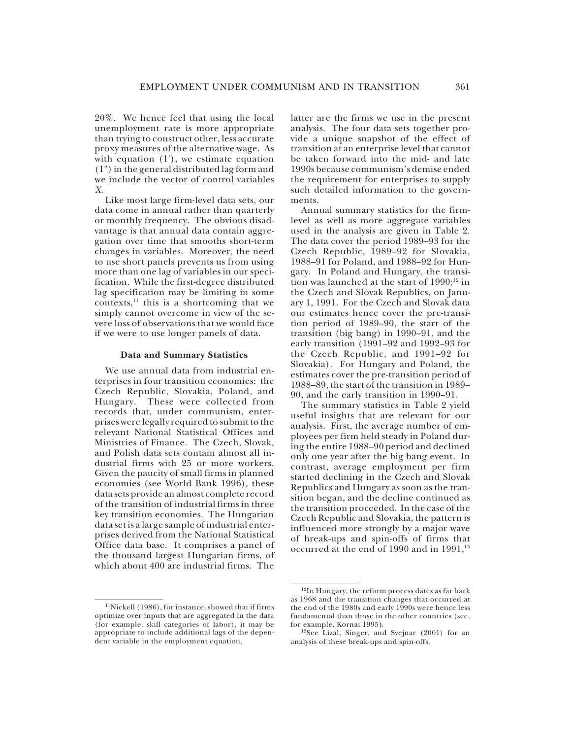20%. We hence feel that using the local unemployment rate is more appropriate than trying to construct other, less accurate proxy measures of the alternative wage. As with equation (1'), we estimate equation (1") in the general distributed lag form and we include the vector of control variables *X*.

Like most large firm-level data sets, our data come in annual rather than quarterly or monthly frequency. The obvious disadvantage is that annual data contain aggregation over time that smooths short-term changes in variables. Moreover, the need to use short panels prevents us from using more than one lag of variables in our specification. While the first-degree distributed lag specification may be limiting in some contexts,[11] this is a shortcoming that we simply cannot overcome in view of the severe loss of observations that we would face if we were to use longer panels of data.

### Data and Summary Statistics

We use annual data from industrial enterprises in four transition economies: the Czech Republic, Slovakia, Poland, and Hungary. These were collected from records that, under communism, enterprises were legally required to submit to the relevant National Statistical Offices and Ministries of Finance. The Czech, Slovak, and Polish data sets contain almost all industrial firms with 25 or more workers. Given the paucity of small firms in planned economies (see World Bank 1996), these data sets provide an almost complete record of the transition of industrial firms in three key transition economies. The Hungarian data set is a large sample of industrial enterprises derived from the National Statistical Office data base. It comprises a panel of the thousand largest Hungarian firms, of which about 400 are industrial firms. The latter are the firms we use in the present analysis. The four data sets together provide a unique snapshot of the effect of transition at an enterprise level that cannot be taken forward into the mid- and late 1990s because communism's demise ended the requirement for enterprises to supply such detailed information to the governments.

Annual summary statistics for the firm-level as well as more aggregate variables used in the analysis are given in Table 2. The data cover the period 1989–93 for the Czech Republic, 1989–92 for Slovakia, 1988–91 for Poland, and 1988–92 for Hungary. In Poland and Hungary, the transition was launched at the start of 1990;[12] in the Czech and Slovak Republics, on January 1, 1991. For the Czech and Slovak data our estimates hence cover the pre-transition period of 1989–90, the start of the transition (big bang) in 1990–91, and the early transition (1991–92 and 1992–93 for the Czech Republic, and 1991–92 for Slovakia). For Hungary and Poland, the estimates cover the pre-transition period of 1988–89, the start of the transition in 1989–90, and the early transition in 1990–91.

The summary statistics in Table 2 yield useful insights that are relevant for our analysis. First, the average number of employees per firm held steady in Poland during the entire 1988–90 period and declined only one year after the big bang event. In contrast, average employment per firm started declining in the Czech and Slovak Republics and Hungary as soon as the transition began, and the decline continued as the transition proceeded. In the case of the Czech Republic and Slovakia, the pattern is influenced more strongly by a major wave of break-ups and spin-offs of firms that occurred at the end of 1990 and in 1991,[13]

---

[11] Nickell (1986), for instance, showed that if firms optimize over inputs that are aggregated in the data (for example, skill categories of labor), it may be appropriate to include additional lags of the dependent variable in the employment equation.

[12] In Hungary, the reform process dates as far back as 1968 and the transition changes that occurred at the end of the 1980s and early 1990s were hence less fundamental than those in the other countries (see, for example, Kornai 1995).

[13] See Lizal, Singer, and Svejnar (2001) for an analysis of these break-ups and spin-offs.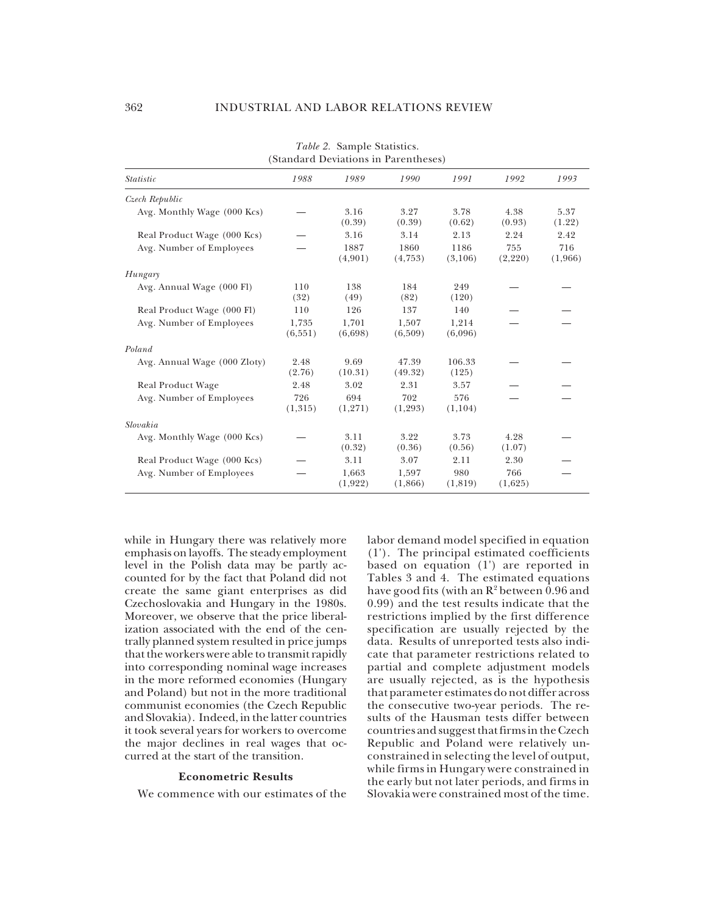*Table 2.* Sample Statistics.
(Standard Deviations in Parentheses)

| *Statistic* | *1988* | *1989* | *1990* | *1991* | *1992* | *1993* |
|---|---|---|---|---|---|---|
| *Czech Republic* | | | | | | |
| Avg. Monthly Wage (000 Kcs) | — | 3.16 (0.39) | 3.27 (0.39) | 3.78 (0.62) | 4.38 (0.93) | 5.37 (1.22) |
| Real Product Wage (000 Kcs) | — | 3.16 | 3.14 | 2.13 | 2.24 | 2.42 |
| Avg. Number of Employees | — | 1887 (4,901) | 1860 (4,753) | 1186 (3,106) | 755 (2,220) | 716 (1,966) |
| *Hungary* | | | | | | |
| Avg. Annual Wage (000 Fl) | 110 (32) | 138 (49) | 184 (82) | 249 (120) | — | — |
| Real Product Wage (000 Fl) | 110 | 126 | 137 | 140 | — | — |
| Avg. Number of Employees | 1,735 (6,551) | 1,701 (6,698) | 1,507 (6,509) | 1,214 (6,096) | — | — |
| *Poland* | | | | | | |
| Avg. Annual Wage (000 Zloty) | 2.48 (2.76) | 9.69 (10.31) | 47.39 (49.32) | 106.33 (125) | — | — |
| Real Product Wage | 2.48 | 3.02 | 2.31 | 3.57 | — | — |
| Avg. Number of Employees | 726 (1,315) | 694 (1,271) | 702 (1,293) | 576 (1,104) | — | — |
| *Slovakia* | | | | | | |
| Avg. Monthly Wage (000 Kcs) | — | 3.11 (0.32) | 3.22 (0.36) | 3.73 (0.56) | 4.28 (1.07) | — |
| Real Product Wage (000 Kcs) | — | 3.11 | 3.07 | 2.11 | 2.30 | — |
| Avg. Number of Employees | — | 1,663 (1,922) | 1,597 (1,866) | 980 (1,819) | 766 (1,625) | — |

while in Hungary there was relatively more emphasis on layoffs. The steady employment level in the Polish data may be partly accounted for by the fact that Poland did not create the same giant enterprises as did Czechoslovakia and Hungary in the 1980s. Moreover, we observe that the price liberalization associated with the end of the centrally planned system resulted in price jumps that the workers were able to transmit rapidly into corresponding nominal wage increases in the more reformed economies (Hungary and Poland) but not in the more traditional communist economies (the Czech Republic and Slovakia). Indeed, in the latter countries it took several years for workers to overcome the major declines in real wages that occurred at the start of the transition.

### Econometric Results

We commence with our estimates of the labor demand model specified in equation (1'). The principal estimated coefficients based on equation (1') are reported in Tables 3 and 4. The estimated equations have good fits (with an $R^2$ between 0.96 and 0.99) and the test results indicate that the restrictions implied by the first difference specification are usually rejected by the data. Results of unreported tests also indicate that parameter restrictions related to partial and complete adjustment models are usually rejected, as is the hypothesis that parameter estimates do not differ across the consecutive two-year periods. The results of the Hausman tests differ between countries and suggest that firms in the Czech Republic and Poland were relatively unconstrained in selecting the level of output, while firms in Hungary were constrained in the early but not later periods, and firms in Slovakia were constrained most of the time.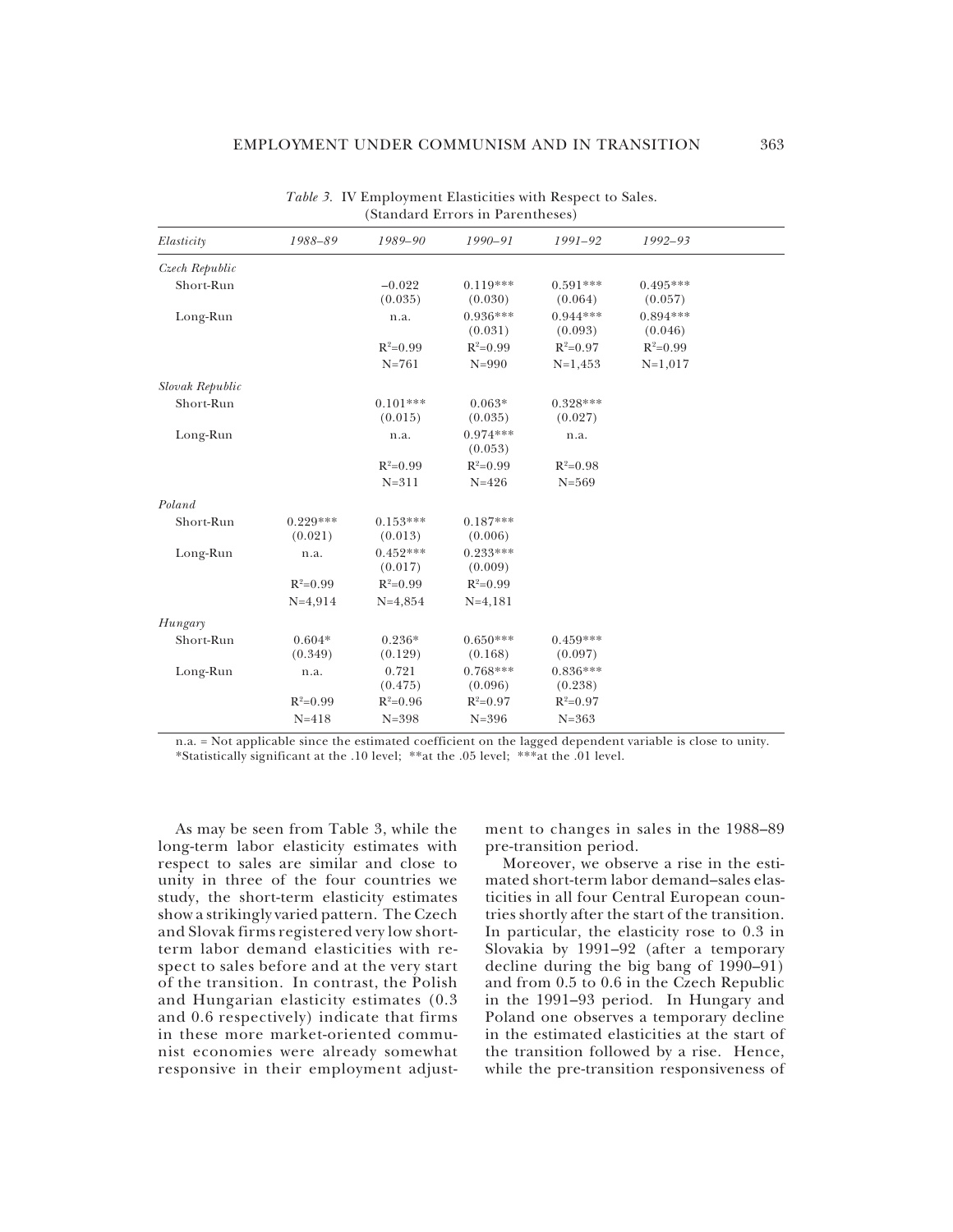*Table 3.* IV Employment Elasticities with Respect to Sales. (Standard Errors in Parentheses)

| *Elasticity* | *1988–89* | *1989–90* | *1990–91* | *1991–92* | *1992–93* |
|---|---|---|---|---|---|
| *Czech Republic* | | | | | |
| Short-Run | | −0.022 (0.035) | 0.119*** (0.030) | 0.591*** (0.064) | 0.495*** (0.057) |
| Long-Run | | n.a. | 0.936*** (0.031) | 0.944*** (0.093) | 0.894*** (0.046) |
| | | $R^2$=0.99 | $R^2$=0.99 | $R^2$=0.97 | $R^2$=0.99 |
| | | N=761 | N=990 | N=1,453 | N=1,017 |
| *Slovak Republic* | | | | | |
| Short-Run | | 0.101*** (0.015) | 0.063* (0.035) | 0.328*** (0.027) | |
| Long-Run | | n.a. | 0.974*** (0.053) | n.a. | |
| | | $R^2$=0.99 | $R^2$=0.99 | $R^2$=0.98 | |
| | | N=311 | N=426 | N=569 | |
| *Poland* | | | | | |
| Short-Run | 0.229*** (0.021) | 0.153*** (0.013) | 0.187*** (0.006) | | |
| Long-Run | n.a. | 0.452*** (0.017) | 0.233*** (0.009) | | |
| | $R^2$=0.99 | $R^2$=0.99 | $R^2$=0.99 | | |
| | N=4,914 | N=4,854 | N=4,181 | | |
| *Hungary* | | | | | |
| Short-Run | 0.604* (0.349) | 0.236* (0.129) | 0.650*** (0.168) | 0.459*** (0.097) | |
| Long-Run | n.a. | 0.721 (0.475) | 0.768*** (0.096) | 0.836*** (0.238) | |
| | $R^2$=0.99 | $R^2$=0.96 | $R^2$=0.97 | $R^2$=0.97 | |
| | N=418 | N=398 | N=396 | N=363 | |

n.a. = Not applicable since the estimated coefficient on the lagged dependent variable is close to unity.
*Statistically significant at the .10 level; **at the .05 level; ***at the .01 level.

As may be seen from Table 3, while the long-term labor elasticity estimates with respect to sales are similar and close to unity in three of the four countries we study, the short-term elasticity estimates show a strikingly varied pattern. The Czech and Slovak firms registered very low short-term labor demand elasticities with respect to sales before and at the very start of the transition. In contrast, the Polish and Hungarian elasticity estimates (0.3 and 0.6 respectively) indicate that firms in these more market-oriented communist economies were already somewhat responsive in their employment adjustment to changes in sales in the 1988–89 pre-transition period.

Moreover, we observe a rise in the estimated short-term labor demand–sales elasticities in all four Central European countries shortly after the start of the transition. In particular, the elasticity rose to 0.3 in Slovakia by 1991–92 (after a temporary decline during the big bang of 1990–91) and from 0.5 to 0.6 in the Czech Republic in the 1991–93 period. In Hungary and Poland one observes a temporary decline in the estimated elasticities at the start of the transition followed by a rise. Hence, while the pre-transition responsiveness of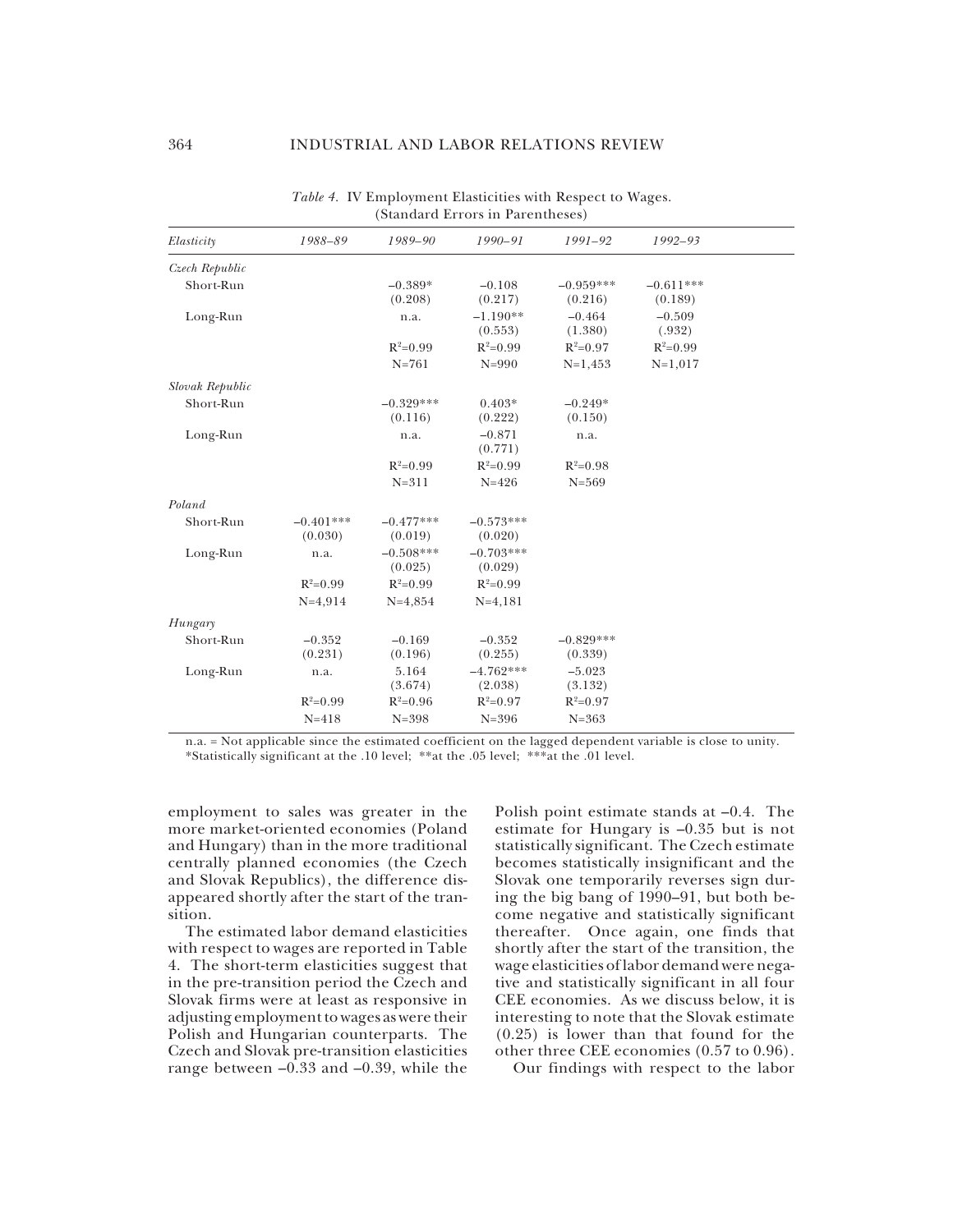*Table 4.* IV Employment Elasticities with Respect to Wages.
(Standard Errors in Parentheses)

| *Elasticity* | *1988–89* | *1989–90* | *1990–91* | *1991–92* | *1992–93* |
|---|---|---|---|---|---|
| *Czech Republic* | | | | | |
| Short-Run | | –0.389* | –0.108 | –0.959*** | –0.611*** |
| | | (0.208) | (0.217) | (0.216) | (0.189) |
| Long-Run | | n.a. | –1.190** | –0.464 | –0.509 |
| | | | (0.553) | (1.380) | (.932) |
| | | $R^2$=0.99 | $R^2$=0.99 | $R^2$=0.97 | $R^2$=0.99 |
| | | N=761 | N=990 | N=1,453 | N=1,017 |
| *Slovak Republic* | | | | | |
| Short-Run | | –0.329*** | 0.403* | –0.249* | |
| | | (0.116) | (0.222) | (0.150) | |
| Long-Run | | n.a. | –0.871 | n.a. | |
| | | | (0.771) | | |
| | | $R^2$=0.99 | $R^2$=0.99 | $R^2$=0.98 | |
| | | N=311 | N=426 | N=569 | |
| *Poland* | | | | | |
| Short-Run | –0.401*** | –0.477*** | –0.573*** | | |
| | (0.030) | (0.019) | (0.020) | | |
| Long-Run | n.a. | –0.508*** | –0.703*** | | |
| | | (0.025) | (0.029) | | |
| | $R^2$=0.99 | $R^2$=0.99 | $R^2$=0.99 | | |
| | N=4,914 | N=4,854 | N=4,181 | | |
| *Hungary* | | | | | |
| Short-Run | –0.352 | –0.169 | –0.352 | –0.829*** | |
| | (0.231) | (0.196) | (0.255) | (0.339) | |
| Long-Run | n.a. | 5.164 | –4.762*** | –5.023 | |
| | | (3.674) | (2.038) | (3.132) | |
| | $R^2$=0.99 | $R^2$=0.96 | $R^2$=0.97 | $R^2$=0.97 | |
| | N=418 | N=398 | N=396 | N=363 | |

n.a. = Not applicable since the estimated coefficient on the lagged dependent variable is close to unity.
*Statistically significant at the .10 level; **at the .05 level; ***at the .01 level.

employment to sales was greater in the more market-oriented economies (Poland and Hungary) than in the more traditional centrally planned economies (the Czech and Slovak Republics), the difference disappeared shortly after the start of the transition.

The estimated labor demand elasticities with respect to wages are reported in Table 4. The short-term elasticities suggest that in the pre-transition period the Czech and Slovak firms were at least as responsive in adjusting employment to wages as were their Polish and Hungarian counterparts. The Czech and Slovak pre-transition elasticities range between –0.33 and –0.39, while the Polish point estimate stands at –0.4. The estimate for Hungary is –0.35 but is not statistically significant. The Czech estimate becomes statistically insignificant and the Slovak one temporarily reverses sign during the big bang of 1990–91, but both become negative and statistically significant thereafter. Once again, one finds that shortly after the start of the transition, the wage elasticities of labor demand were negative and statistically significant in all four CEE economies. As we discuss below, it is interesting to note that the Slovak estimate (0.25) is lower than that found for the other three CEE economies (0.57 to 0.96).

Our findings with respect to the labor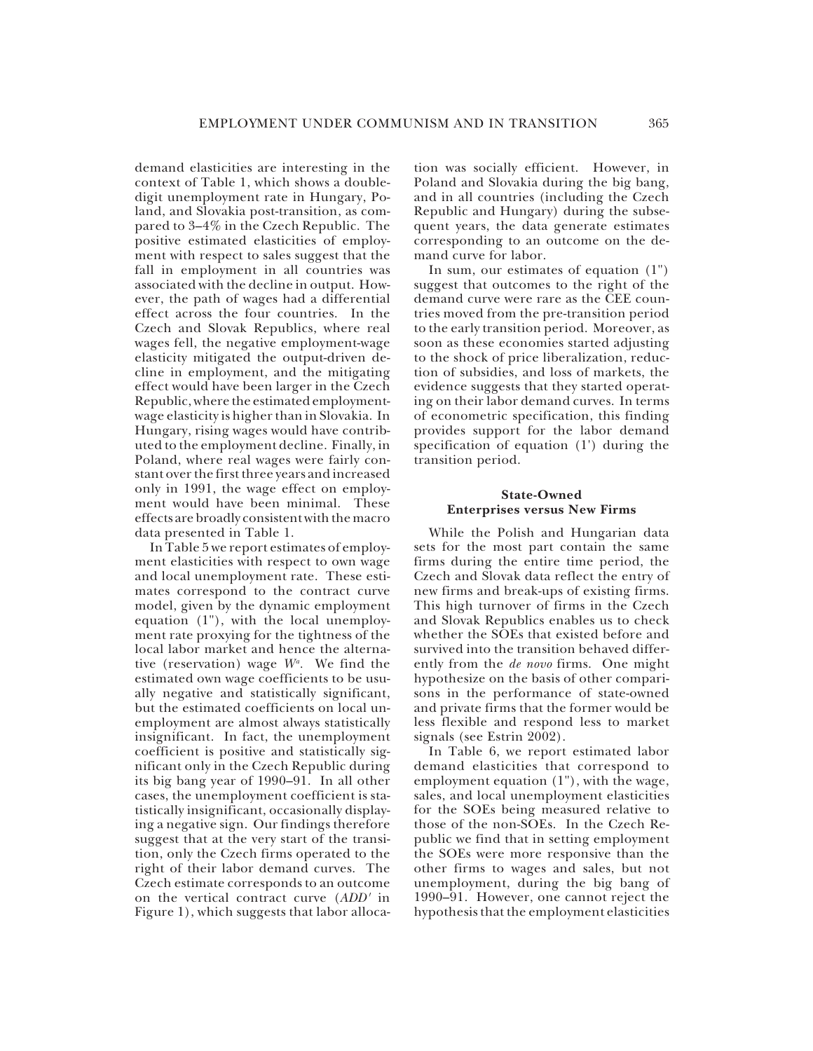demand elasticities are interesting in the context of Table 1, which shows a double-digit unemployment rate in Hungary, Poland, and Slovakia post-transition, as compared to 3–4% in the Czech Republic. The positive estimated elasticities of employment with respect to sales suggest that the fall in employment in all countries was associated with the decline in output. However, the path of wages had a differential effect across the four countries. In the Czech and Slovak Republics, where real wages fell, the negative employment-wage elasticity mitigated the output-driven decline in employment, and the mitigating effect would have been larger in the Czech Republic, where the estimated employment-wage elasticity is higher than in Slovakia. In Hungary, rising wages would have contributed to the employment decline. Finally, in Poland, where real wages were fairly constant over the first three years and increased only in 1991, the wage effect on employment would have been minimal. These effects are broadly consistent with the macro data presented in Table 1.

In Table 5 we report estimates of employment elasticities with respect to own wage and local unemployment rate. These estimates correspond to the contract curve model, given by the dynamic employment equation (1"), with the local unemployment rate proxying for the tightness of the local labor market and hence the alternative (reservation) wage $W^a$. We find the estimated own wage coefficients to be usually negative and statistically significant, but the estimated coefficients on local unemployment are almost always statistically insignificant. In fact, the unemployment coefficient is positive and statistically significant only in the Czech Republic during its big bang year of 1990–91. In all other cases, the unemployment coefficient is statistically insignificant, occasionally displaying a negative sign. Our findings therefore suggest that at the very start of the transition, only the Czech firms operated to the right of their labor demand curves. The Czech estimate corresponds to an outcome on the vertical contract curve (*ADD'* in Figure 1), which suggests that labor allocation was socially efficient. However, in Poland and Slovakia during the big bang, and in all countries (including the Czech Republic and Hungary) during the subsequent years, the data generate estimates corresponding to an outcome on the demand curve for labor.

In sum, our estimates of equation (1") suggest that outcomes to the right of the demand curve were rare as the CEE countries moved from the pre-transition period to the early transition period. Moreover, as soon as these economies started adjusting to the shock of price liberalization, reduction of subsidies, and loss of markets, the evidence suggests that they started operating on their labor demand curves. In terms of econometric specification, this finding provides support for the labor demand specification of equation (1') during the transition period.

### State-Owned Enterprises versus New Firms

While the Polish and Hungarian data sets for the most part contain the same firms during the entire time period, the Czech and Slovak data reflect the entry of new firms and break-ups of existing firms. This high turnover of firms in the Czech and Slovak Republics enables us to check whether the SOEs that existed before and survived into the transition behaved differently from the *de novo* firms. One might hypothesize on the basis of other comparisons in the performance of state-owned and private firms that the former would be less flexible and respond less to market signals (see Estrin 2002).

In Table 6, we report estimated labor demand elasticities that correspond to employment equation (1"), with the wage, sales, and local unemployment elasticities for the SOEs being measured relative to those of the non-SOEs. In the Czech Republic we find that in setting employment the SOEs were more responsive than the other firms to wages and sales, but not unemployment, during the big bang of 1990–91. However, one cannot reject the hypothesis that the employment elasticities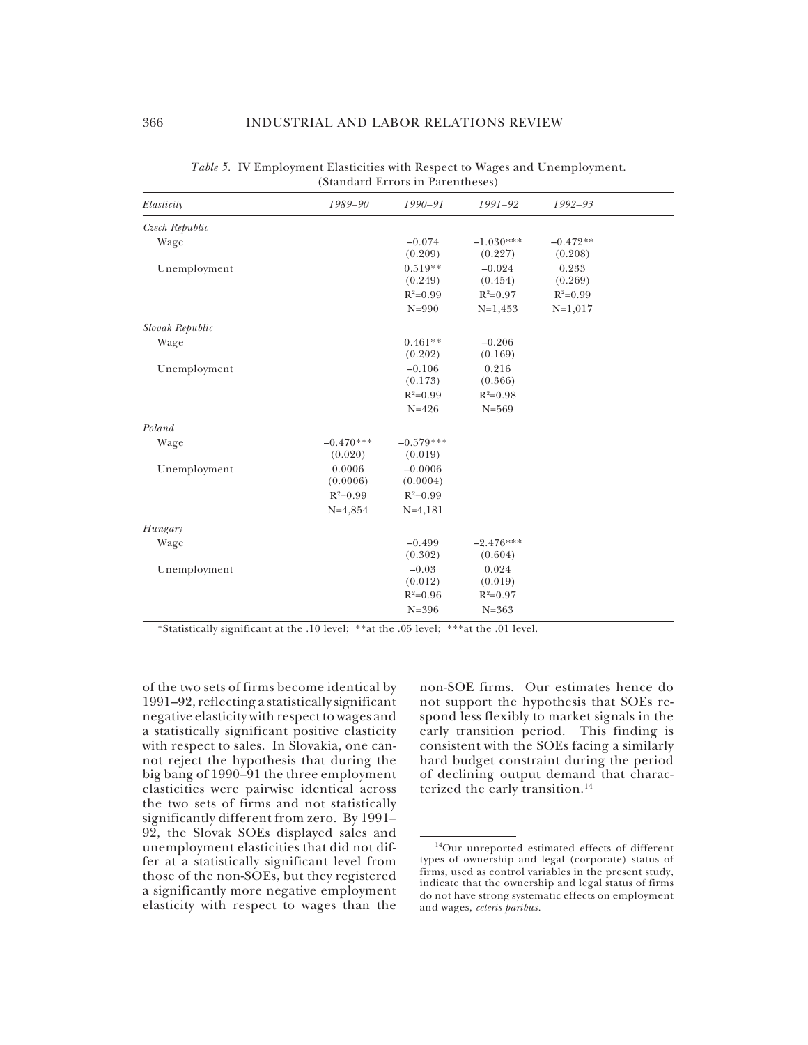*Table 5.* IV Employment Elasticities with Respect to Wages and Unemployment. (Standard Errors in Parentheses)

| *Elasticity* | *1989–90* | *1990–91* | *1991–92* | *1992–93* |
|---|---|---|---|---|
| *Czech Republic* | | | | |
| Wage | | −0.074 | −1.030*** | −0.472** |
| | | (0.209) | (0.227) | (0.208) |
| Unemployment | | 0.519** | −0.024 | 0.233 |
| | | (0.249) | (0.454) | (0.269) |
| | | $R^2$=0.99 | $R^2$=0.97 | $R^2$=0.99 |
| | | N=990 | N=1,453 | N=1,017 |
| *Slovak Republic* | | | | |
| Wage | | 0.461** | −0.206 | |
| | | (0.202) | (0.169) | |
| Unemployment | | −0.106 | 0.216 | |
| | | (0.173) | (0.366) | |
| | | $R^2$=0.99 | $R^2$=0.98 | |
| | | N=426 | N=569 | |
| *Poland* | | | | |
| Wage | −0.470*** | −0.579*** | | |
| | (0.020) | (0.019) | | |
| Unemployment | 0.0006 | −0.0006 | | |
| | (0.0006) | (0.0004) | | |
| | $R^2$=0.99 | $R^2$=0.99 | | |
| | N=4,854 | N=4,181 | | |
| *Hungary* | | | | |
| Wage | | −0.499 | −2.476*** | |
| | | (0.302) | (0.604) | |
| Unemployment | | −0.03 | 0.024 | |
| | | (0.012) | (0.019) | |
| | | $R^2$=0.96 | $R^2$=0.97 | |
| | | N=396 | N=363 | |

*Statistically significant at the .10 level; **at the .05 level; ***at the .01 level.

of the two sets of firms become identical by 1991–92, reflecting a statistically significant negative elasticity with respect to wages and a statistically significant positive elasticity with respect to sales. In Slovakia, one cannot reject the hypothesis that during the big bang of 1990–91 the three employment elasticities were pairwise identical across the two sets of firms and not statistically significantly different from zero. By 1991–92, the Slovak SOEs displayed sales and unemployment elasticities that did not differ at a statistically significant level from those of the non-SOEs, but they registered a significantly more negative employment elasticity with respect to wages than the non-SOE firms. Our estimates hence do not support the hypothesis that SOEs respond less flexibly to market signals in the early transition period. This finding is consistent with the SOEs facing a similarly hard budget constraint during the period of declining output demand that characterized the early transition.[14]

[14]Our unreported estimated effects of different types of ownership and legal (corporate) status of firms, used as control variables in the present study, indicate that the ownership and legal status of firms do not have strong systematic effects on employment and wages, *ceteris paribus*.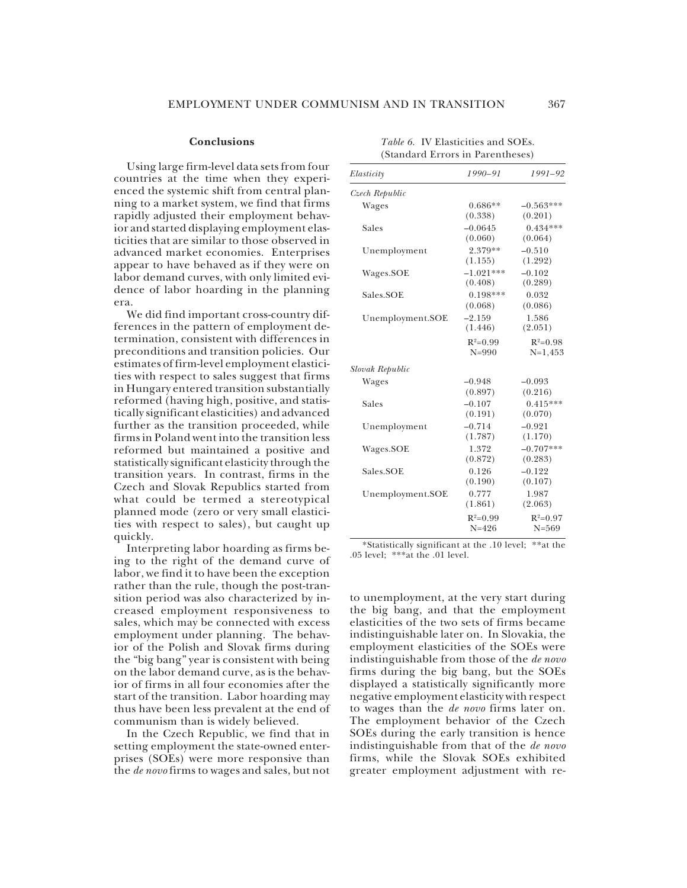## Conclusions

Using large firm-level data sets from four countries at the time when they experienced the systemic shift from central planning to a market system, we find that firms rapidly adjusted their employment behavior and started displaying employment elasticities that are similar to those observed in advanced market economies. Enterprises appear to have behaved as if they were on labor demand curves, with only limited evidence of labor hoarding in the planning era.

We did find important cross-country differences in the pattern of employment determination, consistent with differences in preconditions and transition policies. Our estimates of firm-level employment elasticities with respect to sales suggest that firms in Hungary entered transition substantially reformed (having high, positive, and statistically significant elasticities) and advanced further as the transition proceeded, while firms in Poland went into the transition less reformed but maintained a positive and statistically significant elasticity through the transition years. In contrast, firms in the Czech and Slovak Republics started from what could be termed a stereotypical planned mode (zero or very small elasticities with respect to sales), but caught up quickly.

Interpreting labor hoarding as firms being to the right of the demand curve of labor, we find it to have been the exception rather than the rule, though the post-transition period was also characterized by increased employment responsiveness to sales, which may be connected with excess employment under planning. The behavior of the Polish and Slovak firms during the "big bang" year is consistent with being on the labor demand curve, as is the behavior of firms in all four economies after the start of the transition. Labor hoarding may thus have been less prevalent at the end of communism than is widely believed.

In the Czech Republic, we find that in setting employment the state-owned enterprises (SOEs) were more responsive than the *de novo* firms to wages and sales, but not to unemployment, at the very start during the big bang, and that the employment elasticities of the two sets of firms became indistinguishable later on. In Slovakia, the employment elasticities of the SOEs were indistinguishable from those of the *de novo* firms during the big bang, but the SOEs displayed a statistically significantly more negative employment elasticity with respect to wages than the *de novo* firms later on. The employment behavior of the Czech SOEs during the early transition is hence indistinguishable from that of the *de novo* firms, while the Slovak SOEs exhibited greater employment adjustment with re-

*Table 6.* IV Elasticities and SOEs. (Standard Errors in Parentheses)

| *Elasticity* | *1990–91* | *1991–92* |
|---|---|---|
| *Czech Republic* | | |
| Wages | 0.686** | −0.563*** |
| | (0.338) | (0.201) |
| Sales | −0.0645 | 0.434*** |
| | (0.060) | (0.064) |
| Unemployment | 2.379** | −0.510 |
| | (1.155) | (1.292) |
| Wages.SOE | −1.021*** | −0.102 |
| | (0.408) | (0.289) |
| Sales.SOE | 0.198*** | 0.032 |
| | (0.068) | (0.086) |
| Unemployment.SOE | −2.159 | 1.586 |
| | (1.446) | (2.051) |
| | $R^2$=0.99 | $R^2$=0.98 |
| | N=990 | N=1,453 |
| *Slovak Republic* | | |
| Wages | −0.948 | −0.093 |
| | (0.897) | (0.216) |
| Sales | −0.107 | 0.415*** |
| | (0.191) | (0.070) |
| Unemployment | −0.714 | −0.921 |
| | (1.787) | (1.170) |
| Wages.SOE | 1.372 | −0.707*** |
| | (0.872) | (0.283) |
| Sales.SOE | 0.126 | −0.122 |
| | (0.190) | (0.107) |
| Unemployment.SOE | 0.777 | 1.987 |
| | (1.861) | (2.063) |
| | $R^2$=0.99 | $R^2$=0.97 |
| | N=426 | N=569 |

*Statistically significant at the .10 level; **at the .05 level; ***at the .01 level.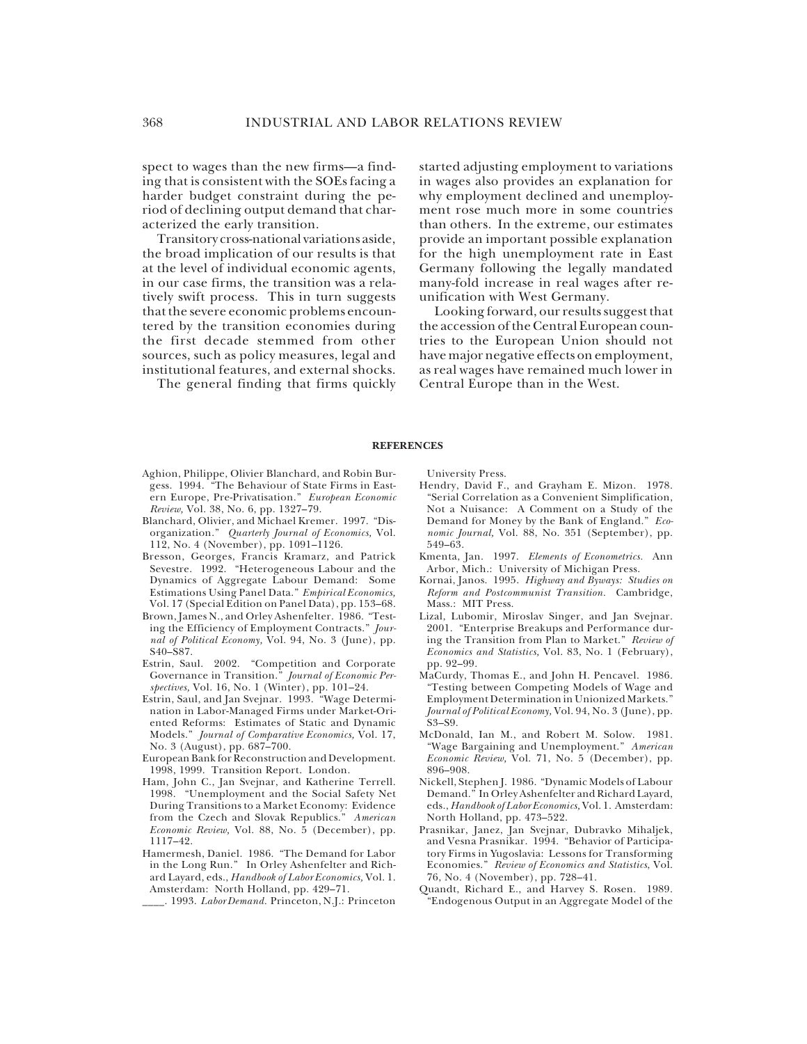spect to wages than the new firms—a finding that is consistent with the SOEs facing a harder budget constraint during the period of declining output demand that characterized the early transition.

Transitory cross-national variations aside, the broad implication of our results is that at the level of individual economic agents, in our case firms, the transition was a relatively swift process. This in turn suggests that the severe economic problems encountered by the transition economies during the first decade stemmed from other sources, such as policy measures, legal and institutional features, and external shocks.

The general finding that firms quickly started adjusting employment to variations in wages also provides an explanation for why employment declined and unemployment rose much more in some countries than others. In the extreme, our estimates provide an important possible explanation for the high unemployment rate in East Germany following the legally mandated many-fold increase in real wages after reunification with West Germany.

Looking forward, our results suggest that the accession of the Central European countries to the European Union should not have major negative effects on employment, as real wages have remained much lower in Central Europe than in the West.

## REFERENCES

Aghion, Philippe, Olivier Blanchard, and Robin Burgess. 1994. "The Behaviour of State Firms in Eastern Europe, Pre-Privatisation." *European Economic Review,* Vol. 38, No. 6, pp. 1327–79.

Blanchard, Olivier, and Michael Kremer. 1997. "Disorganization." *Quarterly Journal of Economics,* Vol. 112, No. 4 (November), pp. 1091–1126.

Bresson, Georges, Francis Kramarz, and Patrick Sevestre. 1992. "Heterogeneous Labour and the Dynamics of Aggregate Labour Demand: Some Estimations Using Panel Data." *Empirical Economics,* Vol. 17 (Special Edition on Panel Data), pp. 153–68.

Brown, James N., and Orley Ashenfelter. 1986. "Testing the Efficiency of Employment Contracts." *Journal of Political Economy,* Vol. 94, No. 3 (June), pp. S40–S87.

Estrin, Saul. 2002. "Competition and Corporate Governance in Transition." *Journal of Economic Perspectives,* Vol. 16, No. 1 (Winter), pp. 101–24.

Estrin, Saul, and Jan Svejnar. 1993. "Wage Determination in Labor-Managed Firms under Market-Oriented Reforms: Estimates of Static and Dynamic Models." *Journal of Comparative Economics,* Vol. 17, No. 3 (August), pp. 687–700.

European Bank for Reconstruction and Development. 1998, 1999. Transition Report. London.

Ham, John C., Jan Svejnar, and Katherine Terrell. 1998. "Unemployment and the Social Safety Net During Transitions to a Market Economy: Evidence from the Czech and Slovak Republics." *American Economic Review,* Vol. 88, No. 5 (December), pp. 1117–42.

Hamermesh, Daniel. 1986. "The Demand for Labor in the Long Run." In Orley Ashenfelter and Richard Layard, eds., *Handbook of Labor Economics,* Vol. 1. Amsterdam: North Holland, pp. 429–71.

____. 1993. *Labor Demand.* Princeton, N.J.: Princeton University Press.

Hendry, David F., and Grayham E. Mizon. 1978. "Serial Correlation as a Convenient Simplification, Not a Nuisance: A Comment on a Study of the Demand for Money by the Bank of England." *Economic Journal,* Vol. 88, No. 351 (September), pp. 549–63.

Kmenta, Jan. 1997. *Elements of Econometrics.* Ann Arbor, Mich.: University of Michigan Press.

Kornai, Janos. 1995. *Highway and Byways: Studies on Reform and Postcommunist Transition.* Cambridge, Mass.: MIT Press.

Lizal, Lubomir, Miroslav Singer, and Jan Svejnar. 2001. "Enterprise Breakups and Performance during the Transition from Plan to Market." *Review of Economics and Statistics,* Vol. 83, No. 1 (February), pp. 92–99.

MaCurdy, Thomas E., and John H. Pencavel. 1986. "Testing between Competing Models of Wage and Employment Determination in Unionized Markets." *Journal of Political Economy,* Vol. 94, No. 3 (June), pp. S3–S9.

McDonald, Ian M., and Robert M. Solow. 1981. "Wage Bargaining and Unemployment." *American Economic Review,* Vol. 71, No. 5 (December), pp. 896–908.

Nickell, Stephen J. 1986. "Dynamic Models of Labour Demand." In Orley Ashenfelter and Richard Layard, eds., *Handbook of Labor Economics,* Vol. 1. Amsterdam: North Holland, pp. 473–522.

Prasnikar, Janez, Jan Svejnar, Dubravko Mihaljek, and Vesna Prasnikar. 1994. "Behavior of Participatory Firms in Yugoslavia: Lessons for Transforming Economies." *Review of Economics and Statistics,* Vol. 76, No. 4 (November), pp. 728–41.

Quandt, Richard E., and Harvey S. Rosen. 1989. "Endogenous Output in an Aggregate Model of the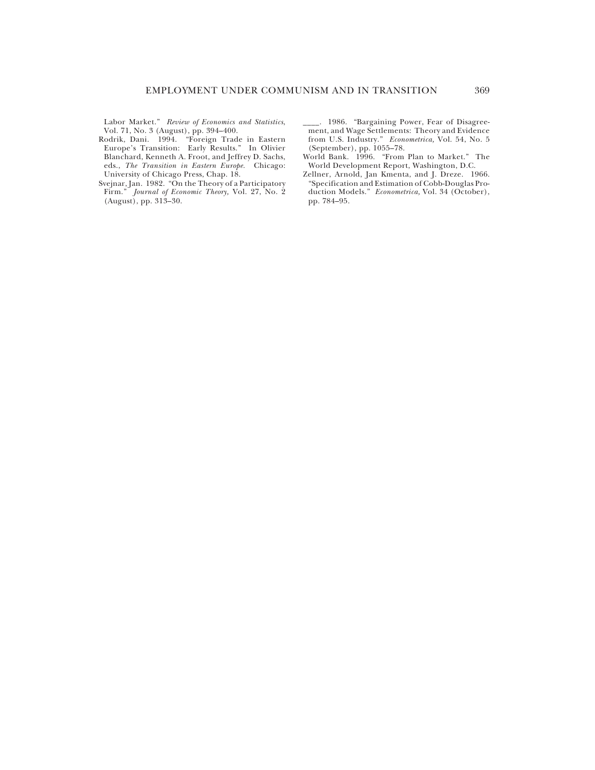Labor Market." *Review of Economics and Statistics*, Vol. 71, No. 3 (August), pp. 394–400.

Rodrik, Dani. 1994. "Foreign Trade in Eastern Europe's Transition: Early Results." In Olivier Blanchard, Kenneth A. Froot, and Jeffrey D. Sachs, eds., *The Transition in Eastern Europe*. Chicago: University of Chicago Press, Chap. 18.

Svejnar, Jan. 1982. "On the Theory of a Participatory Firm." *Journal of Economic Theory*, Vol. 27, No. 2 (August), pp. 313–30.

____. 1986. "Bargaining Power, Fear of Disagreement, and Wage Settlements: Theory and Evidence from U.S. Industry." *Econometrica*, Vol. 54, No. 5 (September), pp. 1055–78.

World Bank. 1996. "From Plan to Market." The World Development Report, Washington, D.C.

Zellner, Arnold, Jan Kmenta, and J. Dreze. 1966. "Specification and Estimation of Cobb-Douglas Production Models." *Econometrica*, Vol. 34 (October), pp. 784–95.